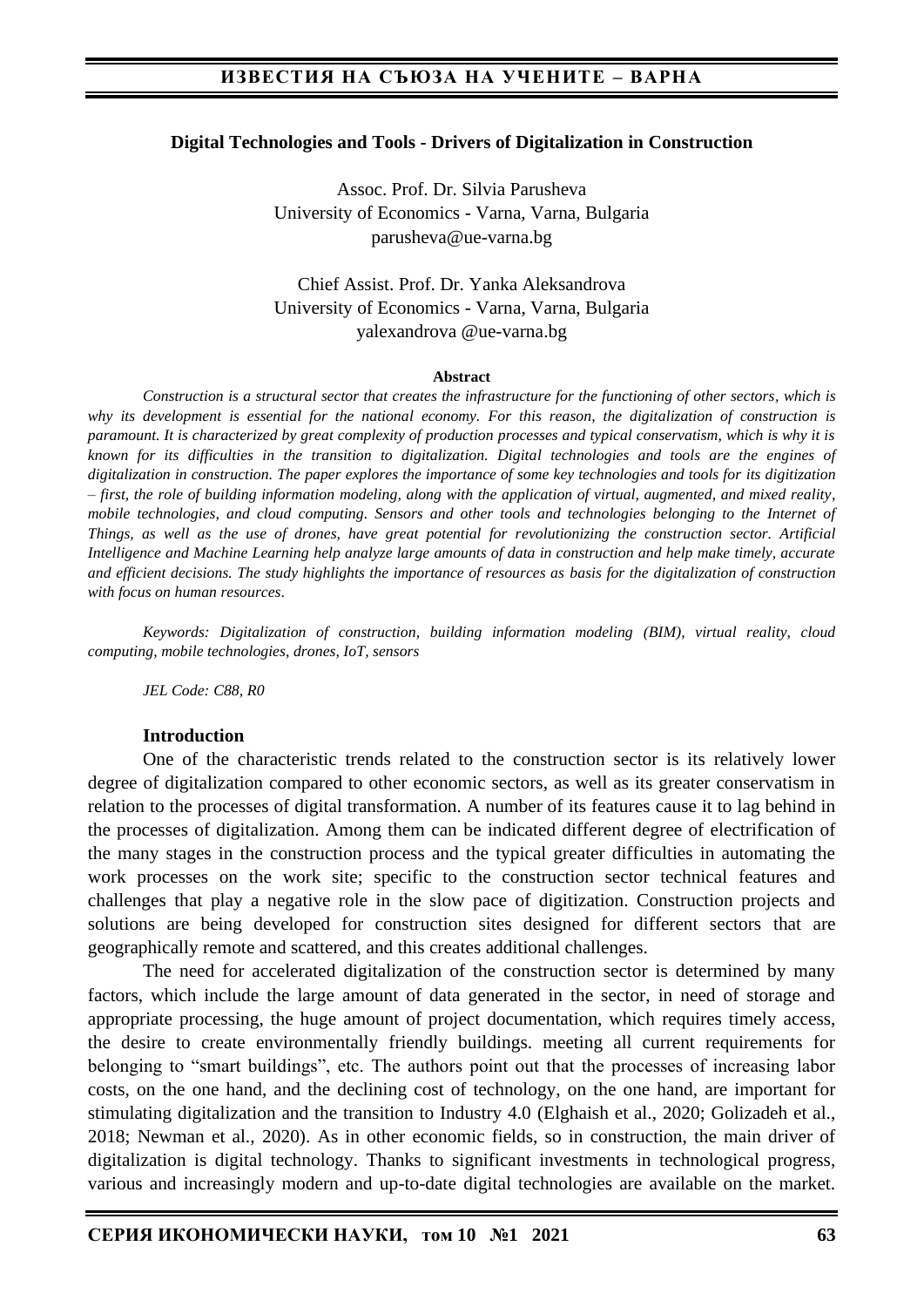## Digital Technologies and Tools - Drivers of Digitalization in Construction

Assoc. Prof. Dr. Silvia Parusheva
University of Economics - Varna, Varna, Bulgaria
parusheva@ue-varna.bg

Chief Assist. Prof. Dr. Yanka Aleksandrova
University of Economics - Varna, Varna, Bulgaria
yalexandrova @ue-varna.bg

**Abstract**

*Construction is a structural sector that creates the infrastructure for the functioning of other sectors, which is why its development is essential for the national economy. For this reason, the digitalization of construction is paramount. It is characterized by great complexity of production processes and typical conservatism, which is why it is known for its difficulties in the transition to digitalization. Digital technologies and tools are the engines of digitalization in construction. The paper explores the importance of some key technologies and tools for its digitization – first, the role of building information modeling, along with the application of virtual, augmented, and mixed reality, mobile technologies, and cloud computing. Sensors and other tools and technologies belonging to the Internet of Things, as well as the use of drones, have great potential for revolutionizing the construction sector. Artificial Intelligence and Machine Learning help analyze large amounts of data in construction and help make timely, accurate and efficient decisions. The study highlights the importance of resources as basis for the digitalization of construction with focus on human resources.*

*Keywords: Digitalization of construction, building information modeling (BIM), virtual reality, cloud computing, mobile technologies, drones, IoT, sensors*

*JEL Code: C88, R0*

### Introduction

One of the characteristic trends related to the construction sector is its relatively lower degree of digitalization compared to other economic sectors, as well as its greater conservatism in relation to the processes of digital transformation. A number of its features cause it to lag behind in the processes of digitalization. Among them can be indicated different degree of electrification of the many stages in the construction process and the typical greater difficulties in automating the work processes on the work site; specific to the construction sector technical features and challenges that play a negative role in the slow pace of digitization. Construction projects and solutions are being developed for construction sites designed for different sectors that are geographically remote and scattered, and this creates additional challenges.

The need for accelerated digitalization of the construction sector is determined by many factors, which include the large amount of data generated in the sector, in need of storage and appropriate processing, the huge amount of project documentation, which requires timely access, the desire to create environmentally friendly buildings. meeting all current requirements for belonging to "smart buildings", etc. The authors point out that the processes of increasing labor costs, on the one hand, and the declining cost of technology, on the one hand, are important for stimulating digitalization and the transition to Industry 4.0 (Elghaish et al., 2020; Golizadeh et al., 2018; Newman et al., 2020). As in other economic fields, so in construction, the main driver of digitalization is digital technology. Thanks to significant investments in technological progress, various and increasingly modern and up-to-date digital technologies are available on the market.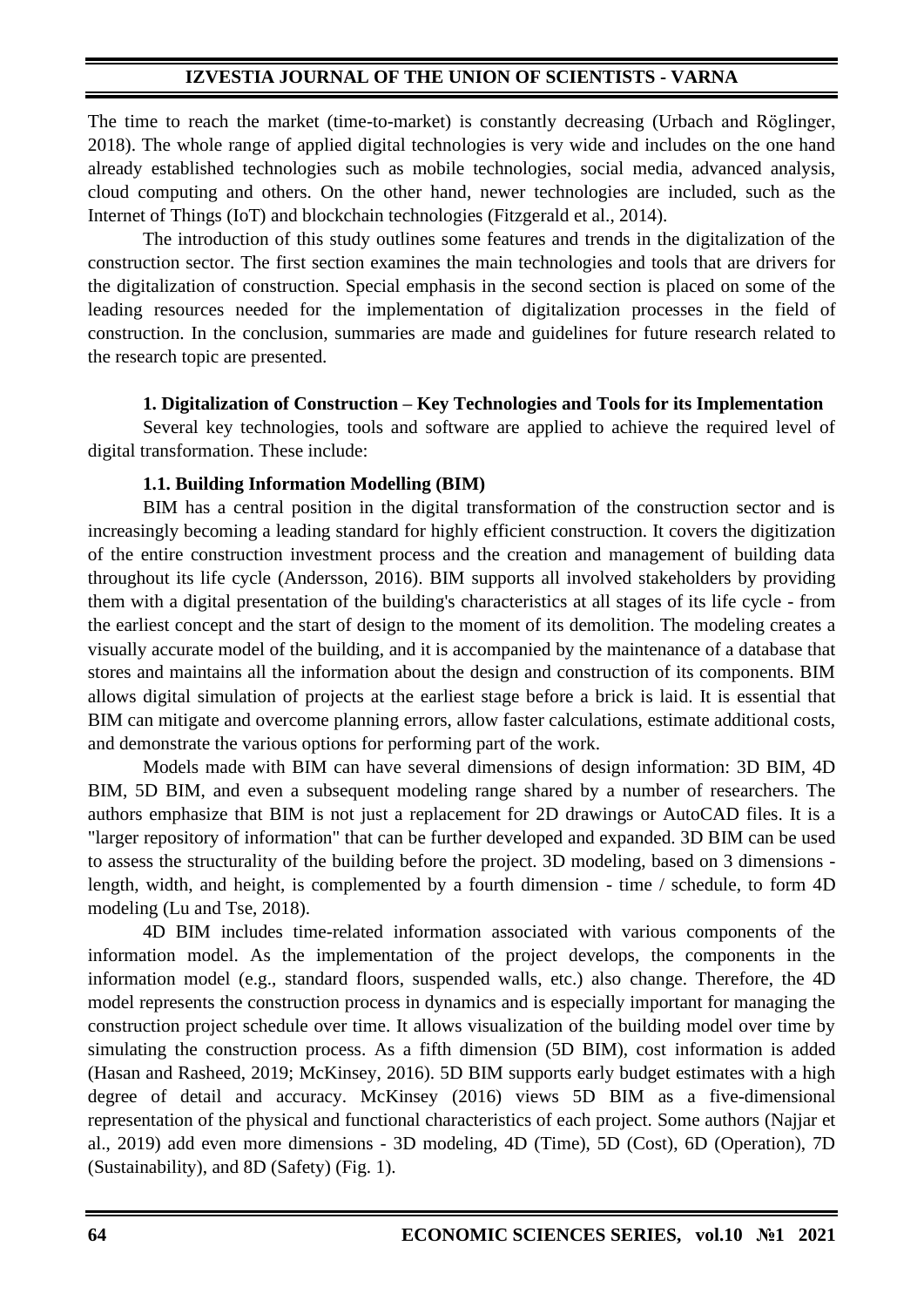The time to reach the market (time-to-market) is constantly decreasing (Urbach and Röglinger, 2018). The whole range of applied digital technologies is very wide and includes on the one hand already established technologies such as mobile technologies, social media, advanced analysis, cloud computing and others. On the other hand, newer technologies are included, such as the Internet of Things (IoT) and blockchain technologies (Fitzgerald et al., 2014).

The introduction of this study outlines some features and trends in the digitalization of the construction sector. The first section examines the main technologies and tools that are drivers for the digitalization of construction. Special emphasis in the second section is placed on some of the leading resources needed for the implementation of digitalization processes in the field of construction. In the conclusion, summaries are made and guidelines for future research related to the research topic are presented.

## 1. Digitalization of Construction – Key Technologies and Tools for its Implementation

Several key technologies, tools and software are applied to achieve the required level of digital transformation. These include:

### 1.1. Building Information Modelling (BIM)

BIM has a central position in the digital transformation of the construction sector and is increasingly becoming a leading standard for highly efficient construction. It covers the digitization of the entire construction investment process and the creation and management of building data throughout its life cycle (Andersson, 2016). BIM supports all involved stakeholders by providing them with a digital presentation of the building's characteristics at all stages of its life cycle - from the earliest concept and the start of design to the moment of its demolition. The modeling creates a visually accurate model of the building, and it is accompanied by the maintenance of a database that stores and maintains all the information about the design and construction of its components. BIM allows digital simulation of projects at the earliest stage before a brick is laid. It is essential that BIM can mitigate and overcome planning errors, allow faster calculations, estimate additional costs, and demonstrate the various options for performing part of the work.

Models made with BIM can have several dimensions of design information: 3D BIM, 4D BIM, 5D BIM, and even a subsequent modeling range shared by a number of researchers. The authors emphasize that BIM is not just a replacement for 2D drawings or AutoCAD files. It is a "larger repository of information" that can be further developed and expanded. 3D BIM can be used to assess the structurality of the building before the project. 3D modeling, based on 3 dimensions - length, width, and height, is complemented by a fourth dimension - time / schedule, to form 4D modeling (Lu and Tse, 2018).

4D BIM includes time-related information associated with various components of the information model. As the implementation of the project develops, the components in the information model (e.g., standard floors, suspended walls, etc.) also change. Therefore, the 4D model represents the construction process in dynamics and is especially important for managing the construction project schedule over time. It allows visualization of the building model over time by simulating the construction process. As a fifth dimension (5D BIM), cost information is added (Hasan and Rasheed, 2019; McKinsey, 2016). 5D BIM supports early budget estimates with a high degree of detail and accuracy. McKinsey (2016) views 5D BIM as a five-dimensional representation of the physical and functional characteristics of each project. Some authors (Najjar et al., 2019) add even more dimensions - 3D modeling, 4D (Time), 5D (Cost), 6D (Operation), 7D (Sustainability), and 8D (Safety) (Fig. 1).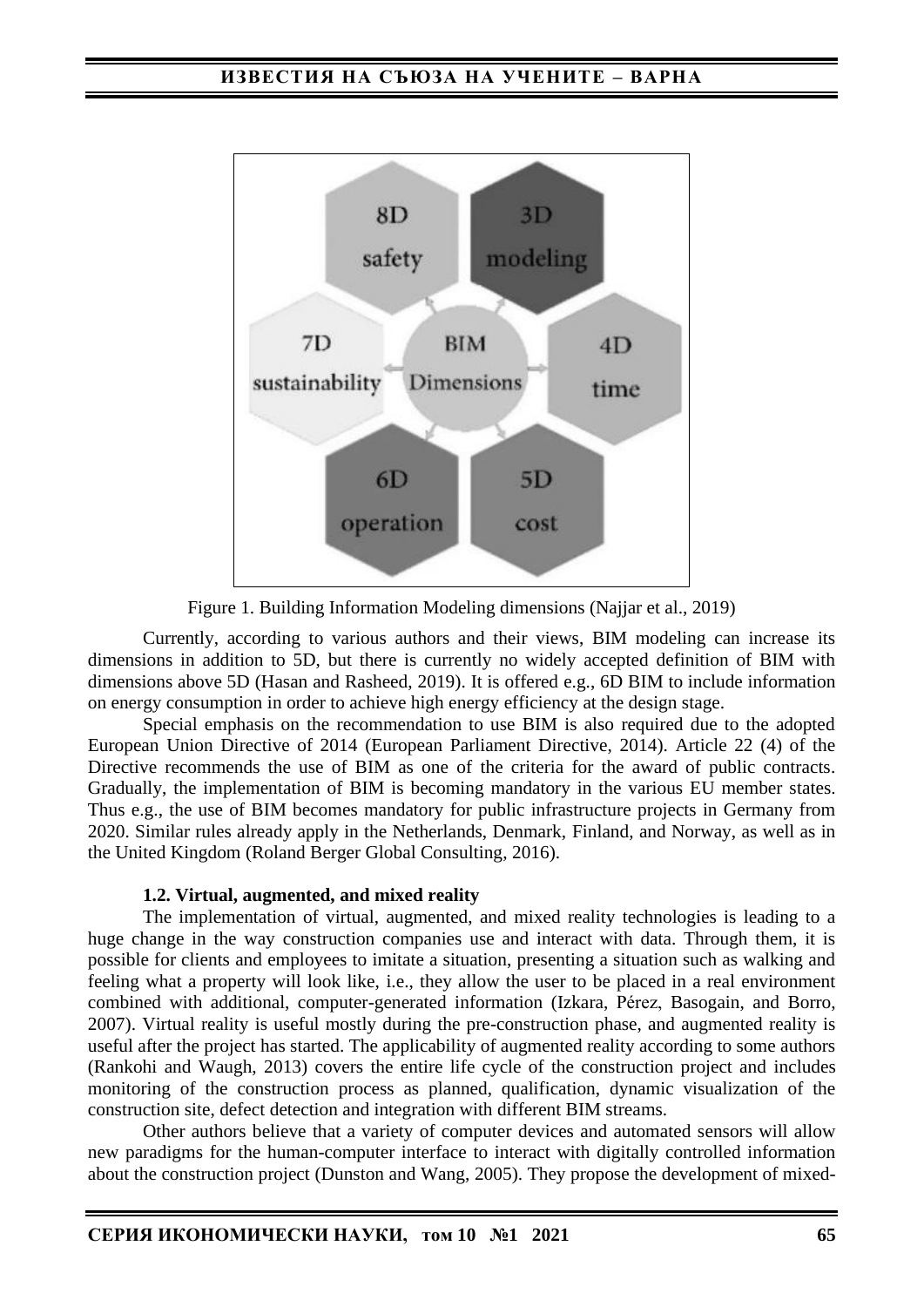Figure 1. Building Information Modeling dimensions (Najjar et al., 2019)

Currently, according to various authors and their views, BIM modeling can increase its dimensions in addition to 5D, but there is currently no widely accepted definition of BIM with dimensions above 5D (Hasan and Rasheed, 2019). It is offered e.g., 6D BIM to include information on energy consumption in order to achieve high energy efficiency at the design stage.

Special emphasis on the recommendation to use BIM is also required due to the adopted European Union Directive of 2014 (European Parliament Directive, 2014). Article 22 (4) of the Directive recommends the use of BIM as one of the criteria for the award of public contracts. Gradually, the implementation of BIM is becoming mandatory in the various EU member states. Thus e.g., the use of BIM becomes mandatory for public infrastructure projects in Germany from 2020. Similar rules already apply in the Netherlands, Denmark, Finland, and Norway, as well as in the United Kingdom (Roland Berger Global Consulting, 2016).

### 1.2. Virtual, augmented, and mixed reality

The implementation of virtual, augmented, and mixed reality technologies is leading to a huge change in the way construction companies use and interact with data. Through them, it is possible for clients and employees to imitate a situation, presenting a situation such as walking and feeling what a property will look like, i.e., they allow the user to be placed in a real environment combined with additional, computer-generated information (Izkara, Pérez, Basogain, and Borro, 2007). Virtual reality is useful mostly during the pre-construction phase, and augmented reality is useful after the project has started. The applicability of augmented reality according to some authors (Rankohi and Waugh, 2013) covers the entire life cycle of the construction project and includes monitoring of the construction process as planned, qualification, dynamic visualization of the construction site, defect detection and integration with different BIM streams.

Other authors believe that a variety of computer devices and automated sensors will allow new paradigms for the human-computer interface to interact with digitally controlled information about the construction project (Dunston and Wang, 2005). They propose the development of mixed-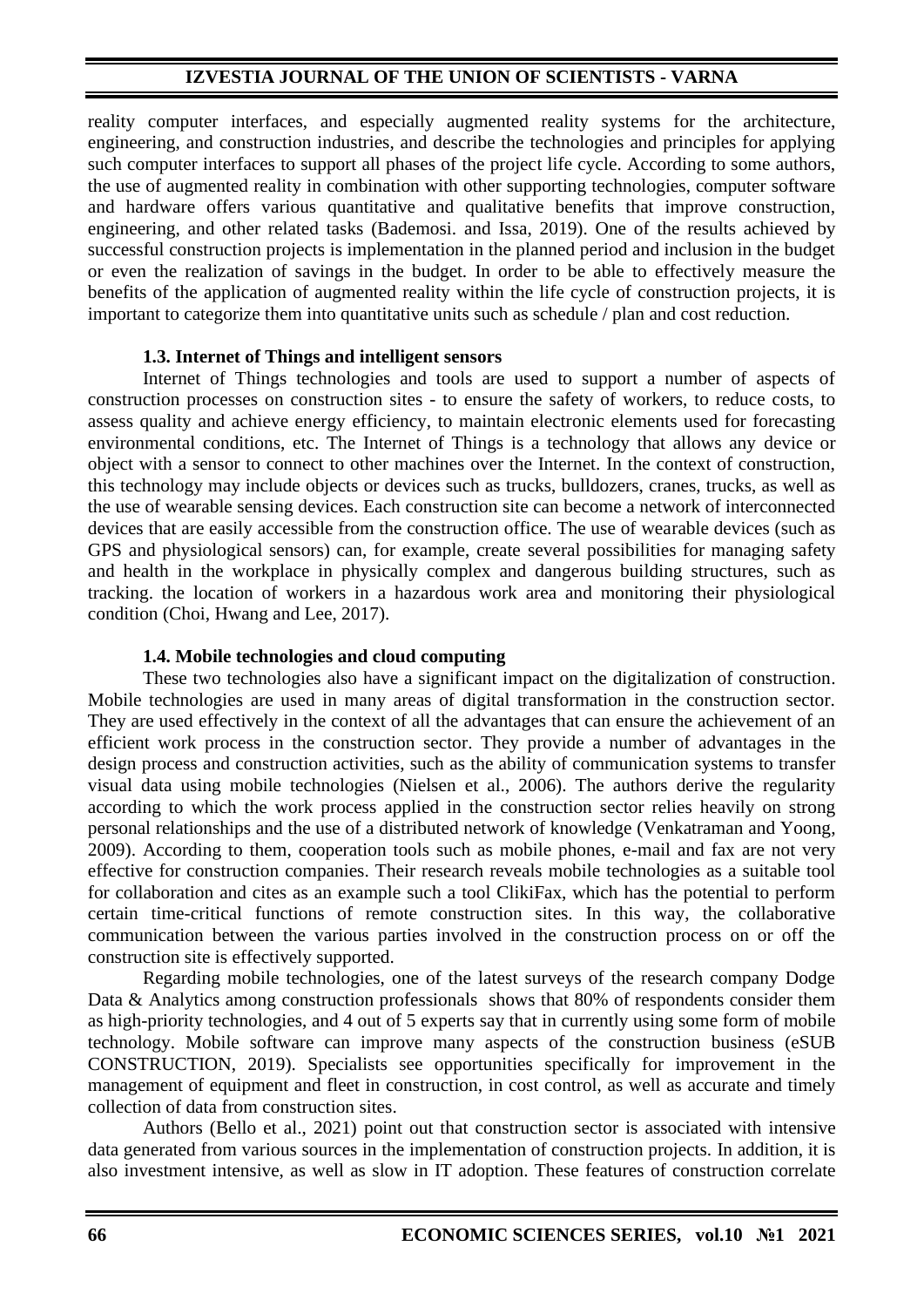reality computer interfaces, and especially augmented reality systems for the architecture, engineering, and construction industries, and describe the technologies and principles for applying such computer interfaces to support all phases of the project life cycle. According to some authors, the use of augmented reality in combination with other supporting technologies, computer software and hardware offers various quantitative and qualitative benefits that improve construction, engineering, and other related tasks (Bademosi. and Issa, 2019). One of the results achieved by successful construction projects is implementation in the planned period and inclusion in the budget or even the realization of savings in the budget. In order to be able to effectively measure the benefits of the application of augmented reality within the life cycle of construction projects, it is important to categorize them into quantitative units such as schedule / plan and cost reduction.

### 1.3. Internet of Things and intelligent sensors

Internet of Things technologies and tools are used to support a number of aspects of construction processes on construction sites - to ensure the safety of workers, to reduce costs, to assess quality and achieve energy efficiency, to maintain electronic elements used for forecasting environmental conditions, etc. The Internet of Things is a technology that allows any device or object with a sensor to connect to other machines over the Internet. In the context of construction, this technology may include objects or devices such as trucks, bulldozers, cranes, trucks, as well as the use of wearable sensing devices. Each construction site can become a network of interconnected devices that are easily accessible from the construction office. The use of wearable devices (such as GPS and physiological sensors) can, for example, create several possibilities for managing safety and health in the workplace in physically complex and dangerous building structures, such as tracking. the location of workers in a hazardous work area and monitoring their physiological condition (Choi, Hwang and Lee, 2017).

### 1.4. Mobile technologies and cloud computing

These two technologies also have a significant impact on the digitalization of construction. Mobile technologies are used in many areas of digital transformation in the construction sector. They are used effectively in the context of all the advantages that can ensure the achievement of an efficient work process in the construction sector. They provide a number of advantages in the design process and construction activities, such as the ability of communication systems to transfer visual data using mobile technologies (Nielsen et al., 2006). The authors derive the regularity according to which the work process applied in the construction sector relies heavily on strong personal relationships and the use of a distributed network of knowledge (Venkatraman and Yoong, 2009). According to them, cooperation tools such as mobile phones, e-mail and fax are not very effective for construction companies. Their research reveals mobile technologies as a suitable tool for collaboration and cites as an example such a tool ClikiFax, which has the potential to perform certain time-critical functions of remote construction sites. In this way, the collaborative communication between the various parties involved in the construction process on or off the construction site is effectively supported.

Regarding mobile technologies, one of the latest surveys of the research company Dodge Data & Analytics among construction professionals shows that 80% of respondents consider them as high-priority technologies, and 4 out of 5 experts say that in currently using some form of mobile technology. Mobile software can improve many aspects of the construction business (eSUB CONSTRUCTION, 2019). Specialists see opportunities specifically for improvement in the management of equipment and fleet in construction, in cost control, as well as accurate and timely collection of data from construction sites.

Authors (Bello et al., 2021) point out that construction sector is associated with intensive data generated from various sources in the implementation of construction projects. In addition, it is also investment intensive, as well as slow in IT adoption. These features of construction correlate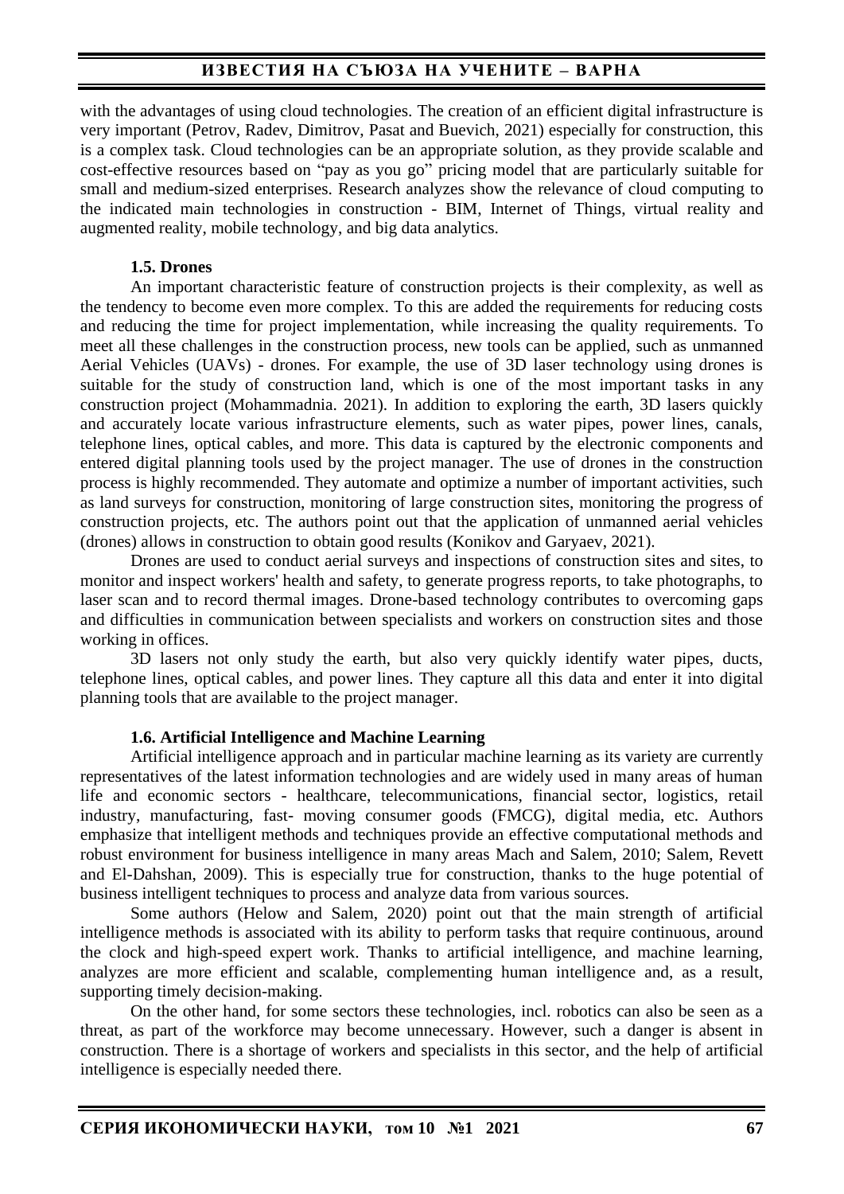with the advantages of using cloud technologies. The creation of an efficient digital infrastructure is very important (Petrov, Radev, Dimitrov, Pasat and Buevich, 2021) especially for construction, this is a complex task. Cloud technologies can be an appropriate solution, as they provide scalable and cost-effective resources based on "pay as you go" pricing model that are particularly suitable for small and medium-sized enterprises. Research analyzes show the relevance of cloud computing to the indicated main technologies in construction - BIM, Internet of Things, virtual reality and augmented reality, mobile technology, and big data analytics.

### 1.5. Drones

An important characteristic feature of construction projects is their complexity, as well as the tendency to become even more complex. To this are added the requirements for reducing costs and reducing the time for project implementation, while increasing the quality requirements. To meet all these challenges in the construction process, new tools can be applied, such as unmanned Aerial Vehicles (UAVs) - drones. For example, the use of 3D laser technology using drones is suitable for the study of construction land, which is one of the most important tasks in any construction project (Mohammadnia. 2021). In addition to exploring the earth, 3D lasers quickly and accurately locate various infrastructure elements, such as water pipes, power lines, canals, telephone lines, optical cables, and more. This data is captured by the electronic components and entered digital planning tools used by the project manager. The use of drones in the construction process is highly recommended. They automate and optimize a number of important activities, such as land surveys for construction, monitoring of large construction sites, monitoring the progress of construction projects, etc. The authors point out that the application of unmanned aerial vehicles (drones) allows in construction to obtain good results (Konikov and Garyaev, 2021).

Drones are used to conduct aerial surveys and inspections of construction sites and sites, to monitor and inspect workers' health and safety, to generate progress reports, to take photographs, to laser scan and to record thermal images. Drone-based technology contributes to overcoming gaps and difficulties in communication between specialists and workers on construction sites and those working in offices.

3D lasers not only study the earth, but also very quickly identify water pipes, ducts, telephone lines, optical cables, and power lines. They capture all this data and enter it into digital planning tools that are available to the project manager.

### 1.6. Artificial Intelligence and Machine Learning

Artificial intelligence approach and in particular machine learning as its variety are currently representatives of the latest information technologies and are widely used in many areas of human life and economic sectors - healthcare, telecommunications, financial sector, logistics, retail industry, manufacturing, fast- moving consumer goods (FMCG), digital media, etc. Authors emphasize that intelligent methods and techniques provide an effective computational methods and robust environment for business intelligence in many areas Mach and Salem, 2010; Salem, Revett and El-Dahshan, 2009). This is especially true for construction, thanks to the huge potential of business intelligent techniques to process and analyze data from various sources.

Some authors (Helow and Salem, 2020) point out that the main strength of artificial intelligence methods is associated with its ability to perform tasks that require continuous, around the clock and high-speed expert work. Thanks to artificial intelligence, and machine learning, analyzes are more efficient and scalable, complementing human intelligence and, as a result, supporting timely decision-making.

On the other hand, for some sectors these technologies, incl. robotics can also be seen as a threat, as part of the workforce may become unnecessary. However, such a danger is absent in construction. There is a shortage of workers and specialists in this sector, and the help of artificial intelligence is especially needed there.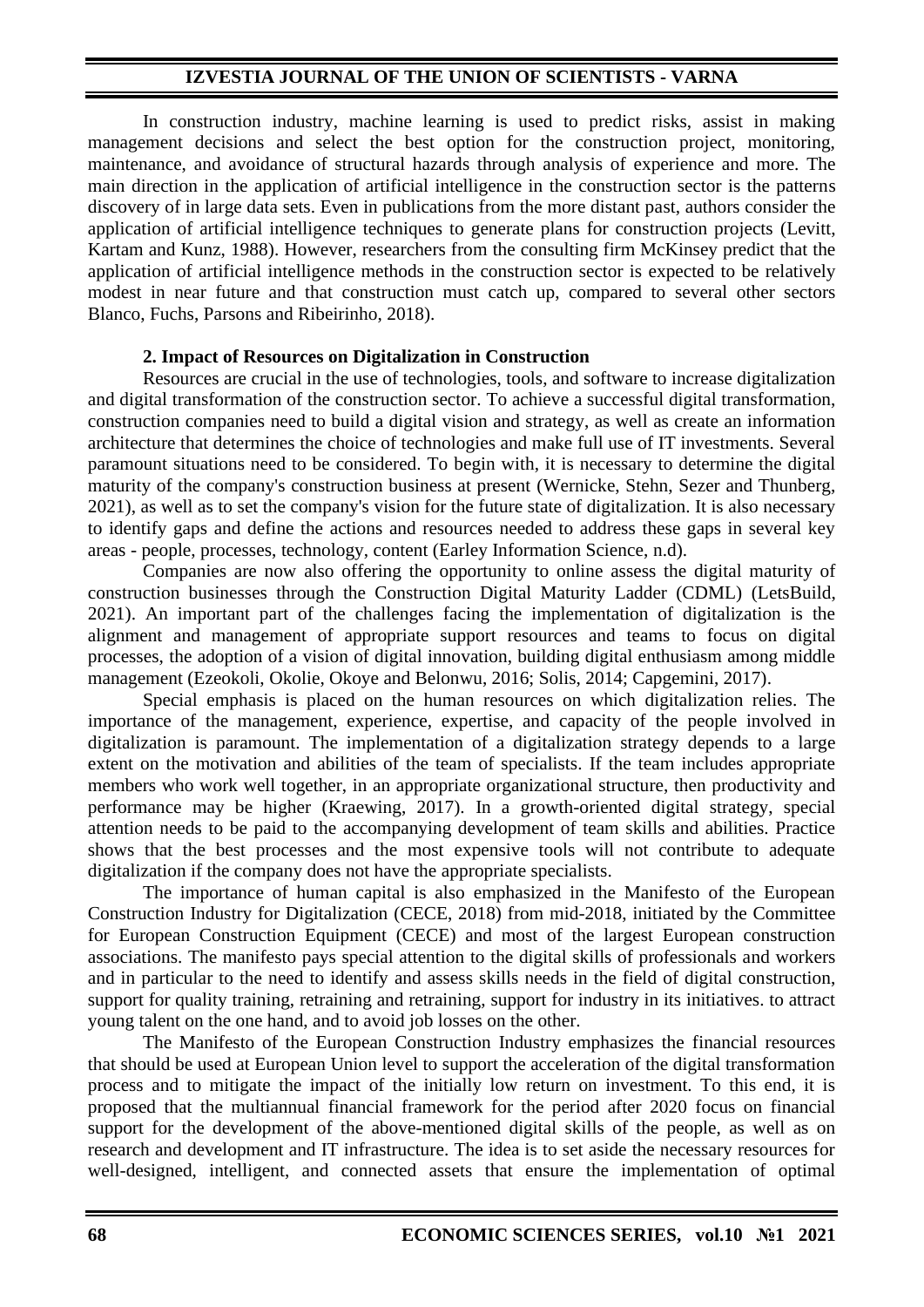In construction industry, machine learning is used to predict risks, assist in making management decisions and select the best option for the construction project, monitoring, maintenance, and avoidance of structural hazards through analysis of experience and more. The main direction in the application of artificial intelligence in the construction sector is the patterns discovery of in large data sets. Even in publications from the more distant past, authors consider the application of artificial intelligence techniques to generate plans for construction projects (Levitt, Kartam and Kunz, 1988). However, researchers from the consulting firm McKinsey predict that the application of artificial intelligence methods in the construction sector is expected to be relatively modest in near future and that construction must catch up, compared to several other sectors Blanco, Fuchs, Parsons and Ribeirinho, 2018).

## 2. Impact of Resources on Digitalization in Construction

Resources are crucial in the use of technologies, tools, and software to increase digitalization and digital transformation of the construction sector. To achieve a successful digital transformation, construction companies need to build a digital vision and strategy, as well as create an information architecture that determines the choice of technologies and make full use of IT investments. Several paramount situations need to be considered. To begin with, it is necessary to determine the digital maturity of the company's construction business at present (Wernicke, Stehn, Sezer and Thunberg, 2021), as well as to set the company's vision for the future state of digitalization. It is also necessary to identify gaps and define the actions and resources needed to address these gaps in several key areas - people, processes, technology, content (Earley Information Science, n.d).

Companies are now also offering the opportunity to online assess the digital maturity of construction businesses through the Construction Digital Maturity Ladder (CDML) (LetsBuild, 2021). An important part of the challenges facing the implementation of digitalization is the alignment and management of appropriate support resources and teams to focus on digital processes, the adoption of a vision of digital innovation, building digital enthusiasm among middle management (Ezeokoli, Okolie, Okoye and Belonwu, 2016; Solis, 2014; Capgemini, 2017).

Special emphasis is placed on the human resources on which digitalization relies. The importance of the management, experience, expertise, and capacity of the people involved in digitalization is paramount. The implementation of a digitalization strategy depends to a large extent on the motivation and abilities of the team of specialists. If the team includes appropriate members who work well together, in an appropriate organizational structure, then productivity and performance may be higher (Kraewing, 2017). In a growth-oriented digital strategy, special attention needs to be paid to the accompanying development of team skills and abilities. Practice shows that the best processes and the most expensive tools will not contribute to adequate digitalization if the company does not have the appropriate specialists.

The importance of human capital is also emphasized in the Manifesto of the European Construction Industry for Digitalization (CECE, 2018) from mid-2018, initiated by the Committee for European Construction Equipment (CECE) and most of the largest European construction associations. The manifesto pays special attention to the digital skills of professionals and workers and in particular to the need to identify and assess skills needs in the field of digital construction, support for quality training, retraining and retraining, support for industry in its initiatives. to attract young talent on the one hand, and to avoid job losses on the other.

The Manifesto of the European Construction Industry emphasizes the financial resources that should be used at European Union level to support the acceleration of the digital transformation process and to mitigate the impact of the initially low return on investment. To this end, it is proposed that the multiannual financial framework for the period after 2020 focus on financial support for the development of the above-mentioned digital skills of the people, as well as on research and development and IT infrastructure. The idea is to set aside the necessary resources for well-designed, intelligent, and connected assets that ensure the implementation of optimal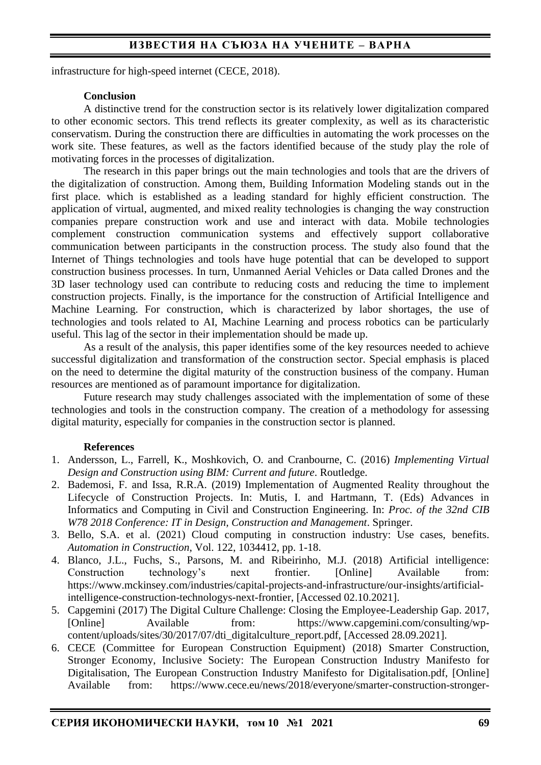infrastructure for high-speed internet (CECE, 2018).

## Conclusion

A distinctive trend for the construction sector is its relatively lower digitalization compared to other economic sectors. This trend reflects its greater complexity, as well as its characteristic conservatism. During the construction there are difficulties in automating the work processes on the work site. These features, as well as the factors identified because of the study play the role of motivating forces in the processes of digitalization.

The research in this paper brings out the main technologies and tools that are the drivers of the digitalization of construction. Among them, Building Information Modeling stands out in the first place. which is established as a leading standard for highly efficient construction. The application of virtual, augmented, and mixed reality technologies is changing the way construction companies prepare construction work and use and interact with data. Mobile technologies complement construction communication systems and effectively support collaborative communication between participants in the construction process. The study also found that the Internet of Things technologies and tools have huge potential that can be developed to support construction business processes. In turn, Unmanned Aerial Vehicles or Data called Drones and the 3D laser technology used can contribute to reducing costs and reducing the time to implement construction projects. Finally, is the importance for the construction of Artificial Intelligence and Machine Learning. For construction, which is characterized by labor shortages, the use of technologies and tools related to AI, Machine Learning and process robotics can be particularly useful. This lag of the sector in their implementation should be made up.

As a result of the analysis, this paper identifies some of the key resources needed to achieve successful digitalization and transformation of the construction sector. Special emphasis is placed on the need to determine the digital maturity of the construction business of the company. Human resources are mentioned as of paramount importance for digitalization.

Future research may study challenges associated with the implementation of some of these technologies and tools in the construction company. The creation of a methodology for assessing digital maturity, especially for companies in the construction sector is planned.

## References

1. Andersson, L., Farrell, K., Moshkovich, O. and Cranbourne, C. (2016) *Implementing Virtual Design and Construction using BIM: Current and future*. Routledge.
2. Bademosi, F. and Issa, R.R.A. (2019) Implementation of Augmented Reality throughout the Lifecycle of Construction Projects. In: Mutis, I. and Hartmann, T. (Eds) Advances in Informatics and Computing in Civil and Construction Engineering. In: *Proc. of the 32nd CIB W78 2018 Conference: IT in Design, Construction and Management*. Springer.
3. Bello, S.A. et al. (2021) Cloud computing in construction industry: Use cases, benefits. *Automation in Construction*, Vol. 122, 1034412, pp. 1-18.
4. Blanco, J.L., Fuchs, S., Parsons, M. and Ribeirinho, M.J. (2018) Artificial intelligence: Construction technology's next frontier. [Online] Available from: https://www.mckinsey.com/industries/capital-projects-and-infrastructure/our-insights/artificial-intelligence-construction-technologys-next-frontier, [Accessed 02.10.2021].
5. Capgemini (2017) The Digital Culture Challenge: Closing the Employee-Leadership Gap. 2017, [Online] Available from: https://www.capgemini.com/consulting/wp-content/uploads/sites/30/2017/07/dti_digitalculture_report.pdf, [Accessed 28.09.2021].
6. CECE (Committee for European Construction Equipment) (2018) Smarter Construction, Stronger Economy, Inclusive Society: The European Construction Industry Manifesto for Digitalisation, The European Construction Industry Manifesto for Digitalisation.pdf, [Online] Available from: https://www.cece.eu/news/2018/everyone/smarter-construction-stronger-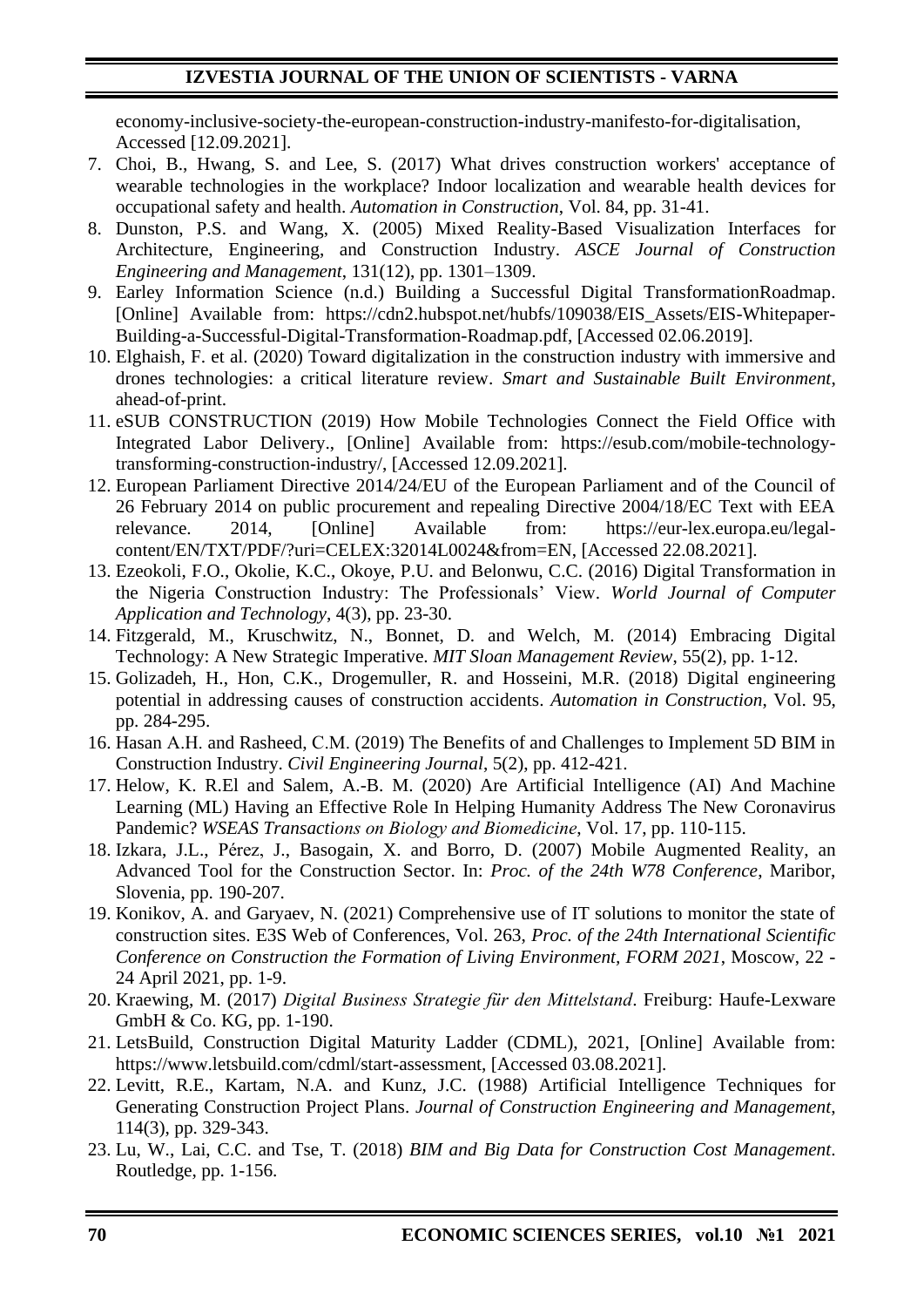economy-inclusive-society-the-european-construction-industry-manifesto-for-digitalisation, Accessed [12.09.2021].

7. Choi, B., Hwang, S. and Lee, S. (2017) What drives construction workers' acceptance of wearable technologies in the workplace? Indoor localization and wearable health devices for occupational safety and health. *Automation in Construction*, Vol. 84, pp. 31-41.
8. Dunston, P.S. and Wang, X. (2005) Mixed Reality-Based Visualization Interfaces for Architecture, Engineering, and Construction Industry. *ASCE Journal of Construction Engineering and Management*, 131(12), pp. 1301–1309.
9. Earley Information Science (n.d.) Building a Successful Digital TransformationRoadmap. [Online] Available from: https://cdn2.hubspot.net/hubfs/109038/EIS_Assets/EIS-Whitepaper-Building-a-Successful-Digital-Transformation-Roadmap.pdf, [Accessed 02.06.2019].
10. Elghaish, F. et al. (2020) Toward digitalization in the construction industry with immersive and drones technologies: a critical literature review. *Smart and Sustainable Built Environment*, ahead-of-print.
11. eSUB CONSTRUCTION (2019) How Mobile Technologies Connect the Field Office with Integrated Labor Delivery., [Online] Available from: https://esub.com/mobile-technology-transforming-construction-industry/, [Accessed 12.09.2021].
12. European Parliament Directive 2014/24/EU of the European Parliament and of the Council of 26 February 2014 on public procurement and repealing Directive 2004/18/EC Text with EEA relevance. 2014, [Online] Available from: https://eur-lex.europa.eu/legal-content/EN/TXT/PDF/?uri=CELEX:32014L0024&from=EN, [Accessed 22.08.2021].
13. Ezeokoli, F.O., Okolie, K.C., Okoye, P.U. and Belonwu, C.C. (2016) Digital Transformation in the Nigeria Construction Industry: The Professionals' View. *World Journal of Computer Application and Technology*, 4(3), pp. 23-30.
14. Fitzgerald, M., Kruschwitz, N., Bonnet, D. and Welch, M. (2014) Embracing Digital Technology: A New Strategic Imperative. *MIT Sloan Management Review*, 55(2), pp. 1-12.
15. Golizadeh, H., Hon, C.K., Drogemuller, R. and Hosseini, M.R. (2018) Digital engineering potential in addressing causes of construction accidents. *Automation in Construction*, Vol. 95, pp. 284-295.
16. Hasan A.H. and Rasheed, C.M. (2019) The Benefits of and Challenges to Implement 5D BIM in Construction Industry. *Civil Engineering Journal*, 5(2), pp. 412-421.
17. Helow, K. R.El and Salem, A.-B. M. (2020) Are Artificial Intelligence (AI) And Machine Learning (ML) Having an Effective Role In Helping Humanity Address The New Coronavirus Pandemic? *WSEAS Transactions on Biology and Biomedicine*, Vol. 17, pp. 110-115.
18. Izkara, J.L., Pérez, J., Basogain, X. and Borro, D. (2007) Mobile Augmented Reality, an Advanced Tool for the Construction Sector. In: *Proc. of the 24th W78 Conference*, Maribor, Slovenia, pp. 190-207.
19. Konikov, A. and Garyaev, N. (2021) Comprehensive use of IT solutions to monitor the state of construction sites. E3S Web of Conferences, Vol. 263, *Proc. of the 24th International Scientific Conference on Construction the Formation of Living Environment, FORM 2021*, Moscow, 22 - 24 April 2021, pp. 1-9.
20. Kraewing, M. (2017) *Digital Business Strategie für den Mittelstand*. Freiburg: Haufe-Lexware GmbH & Co. KG, pp. 1-190.
21. LetsBuild, Construction Digital Maturity Ladder (CDML), 2021, [Online] Available from: https://www.letsbuild.com/cdml/start-assessment, [Accessed 03.08.2021].
22. Levitt, R.E., Kartam, N.A. and Kunz, J.C. (1988) Artificial Intelligence Techniques for Generating Construction Project Plans. *Journal of Construction Engineering and Management*, 114(3), pp. 329-343.
23. Lu, W., Lai, C.C. and Tse, T. (2018) *BIM and Big Data for Construction Cost Management*. Routledge, pp. 1-156.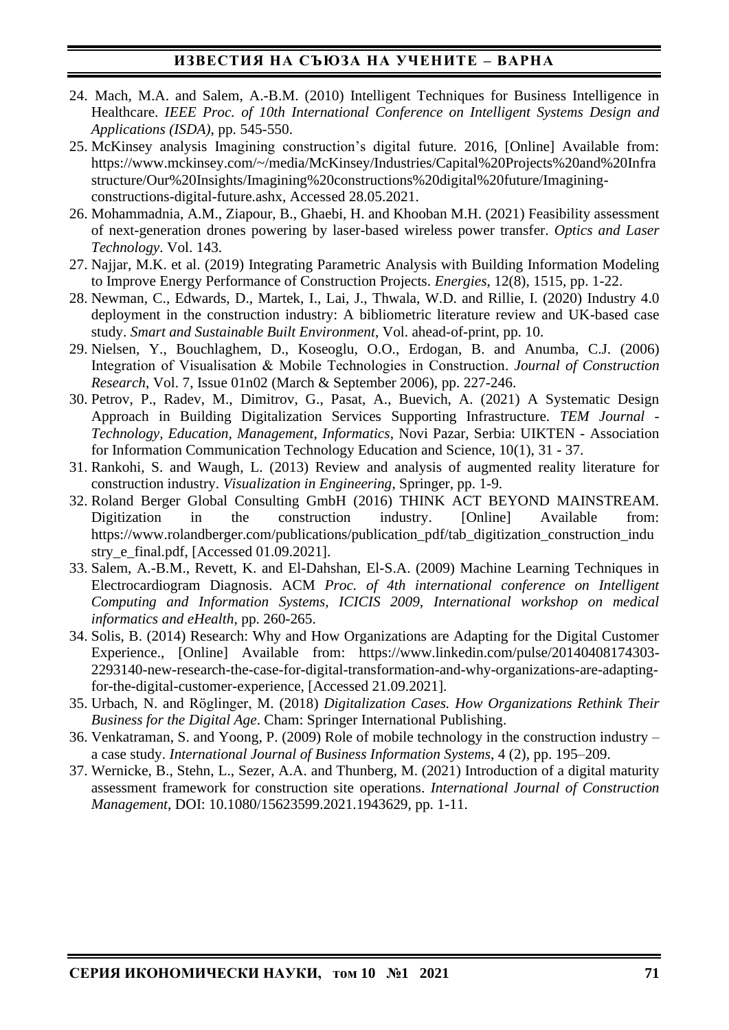24. Mach, M.A. and Salem, A.-B.M. (2010) Intelligent Techniques for Business Intelligence in Healthcare. *IEEE Proc. of 10th International Conference on Intelligent Systems Design and Applications (ISDA)*, pp. 545-550.
25. McKinsey analysis Imagining construction's digital future. 2016, [Online] Available from: https://www.mckinsey.com/~/media/McKinsey/Industries/Capital%20Projects%20and%20Infrastructure/Our%20Insights/Imagining%20constructions%20digital%20future/Imagining-constructions-digital-future.ashx, Accessed 28.05.2021.
26. Mohammadnia, A.M., Ziapour, B., Ghaebi, H. and Khooban M.H. (2021) Feasibility assessment of next-generation drones powering by laser-based wireless power transfer. *Optics and Laser Technology*. Vol. 143.
27. Najjar, M.K. et al. (2019) Integrating Parametric Analysis with Building Information Modeling to Improve Energy Performance of Construction Projects. *Energies*, 12(8), 1515, pp. 1-22.
28. Newman, C., Edwards, D., Martek, I., Lai, J., Thwala, W.D. and Rillie, I. (2020) Industry 4.0 deployment in the construction industry: A bibliometric literature review and UK-based case study. *Smart and Sustainable Built Environment*, Vol. ahead-of-print, pp. 10.
29. Nielsen, Y., Bouchlaghem, D., Koseoglu, O.O., Erdogan, B. and Anumba, C.J. (2006) Integration of Visualisation & Mobile Technologies in Construction. *Journal of Construction Research*, Vol. 7, Issue 01n02 (March & September 2006), pp. 227-246.
30. Petrov, P., Radev, M., Dimitrov, G., Pasat, A., Buevich, A. (2021) A Systematic Design Approach in Building Digitalization Services Supporting Infrastructure. *TEM Journal - Technology, Education, Management, Informatics*, Novi Pazar, Serbia: UIKTEN - Association for Information Communication Technology Education and Science, 10(1), 31 - 37.
31. Rankohi, S. and Waugh, L. (2013) Review and analysis of augmented reality literature for construction industry. *Visualization in Engineering*, Springer, pp. 1-9.
32. Roland Berger Global Consulting GmbH (2016) THINK ACT BEYOND MAINSTREAM. Digitization in the construction industry. [Online] Available from: https://www.rolandberger.com/publications/publication_pdf/tab_digitization_construction_industry_e_final.pdf, [Accessed 01.09.2021].
33. Salem, A.-B.M., Revett, K. and El-Dahshan, El-S.A. (2009) Machine Learning Techniques in Electrocardiogram Diagnosis. ACM *Proc. of 4th international conference on Intelligent Computing and Information Systems, ICICIS 2009, International workshop on medical informatics and eHealth*, pp. 260-265.
34. Solis, B. (2014) Research: Why and How Organizations are Adapting for the Digital Customer Experience., [Online] Available from: https://www.linkedin.com/pulse/20140408174303-2293140-new-research-the-case-for-digital-transformation-and-why-organizations-are-adapting-for-the-digital-customer-experience, [Accessed 21.09.2021].
35. Urbach, N. and Röglinger, M. (2018) *Digitalization Cases. How Organizations Rethink Their Business for the Digital Age*. Cham: Springer International Publishing.
36. Venkatraman, S. and Yoong, P. (2009) Role of mobile technology in the construction industry – a case study. *International Journal of Business Information Systems*, 4 (2), pp. 195–209.
37. Wernicke, B., Stehn, L., Sezer, A.A. and Thunberg, M. (2021) Introduction of a digital maturity assessment framework for construction site operations. *International Journal of Construction Management*, DOI: 10.1080/15623599.2021.1943629, pp. 1-11.